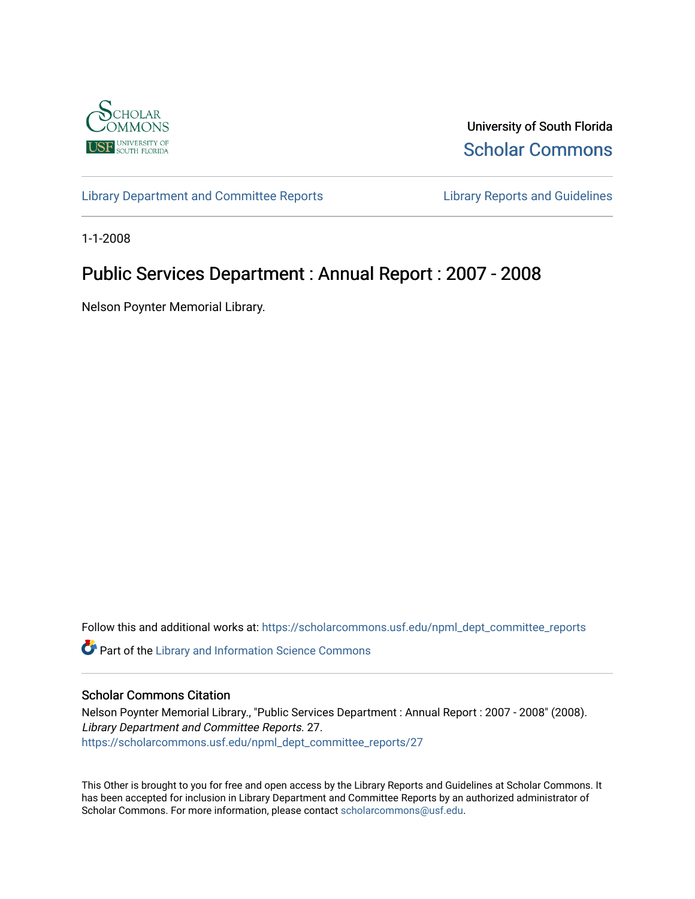University of South Florida

Scholar Commons

Library Department and Committee Reports

Library Reports and Guidelines

1-1-2008

# Public Services Department : Annual Report : 2007 - 2008

Nelson Poynter Memorial Library.

Follow this and additional works at: https://scholarcommons.usf.edu/npml_dept_committee_reports

Part of the Library and Information Science Commons

## Scholar Commons Citation

Nelson Poynter Memorial Library., "Public Services Department : Annual Report : 2007 - 2008" (2008). *Library Department and Committee Reports*. 27.
https://scholarcommons.usf.edu/npml_dept_committee_reports/27

This Other is brought to you for free and open access by the Library Reports and Guidelines at Scholar Commons. It has been accepted for inclusion in Library Department and Committee Reports by an authorized administrator of Scholar Commons. For more information, please contact scholarcommons@usf.edu.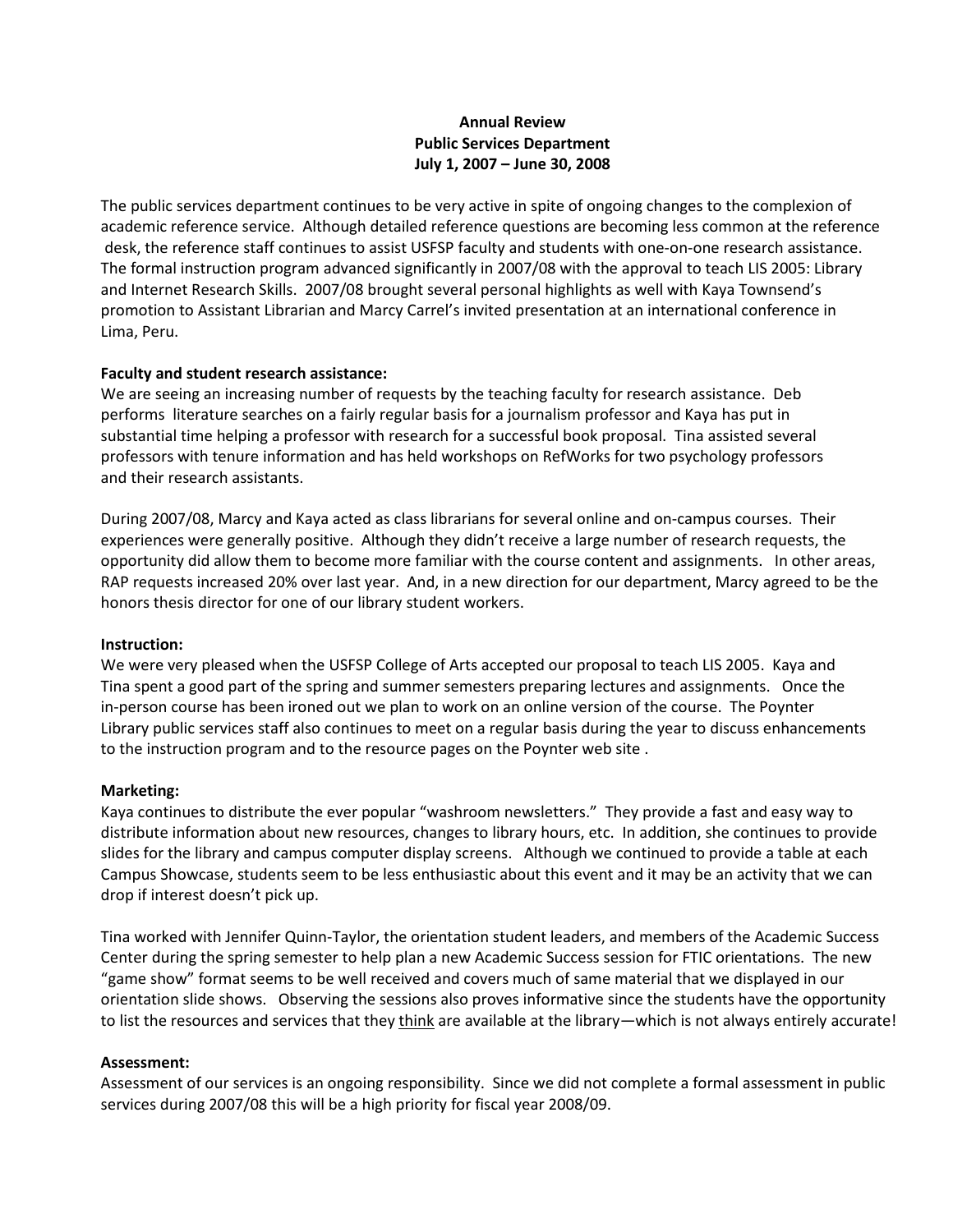**Annual Review**
**Public Services Department**
**July 1, 2007 – June 30, 2008**

The public services department continues to be very active in spite of ongoing changes to the complexion of academic reference service. Although detailed reference questions are becoming less common at the reference desk, the reference staff continues to assist USFSP faculty and students with one-on-one research assistance. The formal instruction program advanced significantly in 2007/08 with the approval to teach LIS 2005: Library and Internet Research Skills. 2007/08 brought several personal highlights as well with Kaya Townsend's promotion to Assistant Librarian and Marcy Carrel's invited presentation at an international conference in Lima, Peru.

**Faculty and student research assistance:**

We are seeing an increasing number of requests by the teaching faculty for research assistance. Deb performs literature searches on a fairly regular basis for a journalism professor and Kaya has put in substantial time helping a professor with research for a successful book proposal. Tina assisted several professors with tenure information and has held workshops on RefWorks for two psychology professors and their research assistants.

During 2007/08, Marcy and Kaya acted as class librarians for several online and on-campus courses. Their experiences were generally positive. Although they didn't receive a large number of research requests, the opportunity did allow them to become more familiar with the course content and assignments. In other areas, RAP requests increased 20% over last year. And, in a new direction for our department, Marcy agreed to be the honors thesis director for one of our library student workers.

**Instruction:**

We were very pleased when the USFSP College of Arts accepted our proposal to teach LIS 2005. Kaya and Tina spent a good part of the spring and summer semesters preparing lectures and assignments. Once the in-person course has been ironed out we plan to work on an online version of the course. The Poynter Library public services staff also continues to meet on a regular basis during the year to discuss enhancements to the instruction program and to the resource pages on the Poynter web site .

**Marketing:**

Kaya continues to distribute the ever popular "washroom newsletters." They provide a fast and easy way to distribute information about new resources, changes to library hours, etc. In addition, she continues to provide slides for the library and campus computer display screens. Although we continued to provide a table at each Campus Showcase, students seem to be less enthusiastic about this event and it may be an activity that we can drop if interest doesn't pick up.

Tina worked with Jennifer Quinn-Taylor, the orientation student leaders, and members of the Academic Success Center during the spring semester to help plan a new Academic Success session for FTIC orientations. The new "game show" format seems to be well received and covers much of same material that we displayed in our orientation slide shows. Observing the sessions also proves informative since the students have the opportunity to list the resources and services that they <u>think</u> are available at the library—which is not always entirely accurate!

**Assessment:**

Assessment of our services is an ongoing responsibility. Since we did not complete a formal assessment in public services during 2007/08 this will be a high priority for fiscal year 2008/09.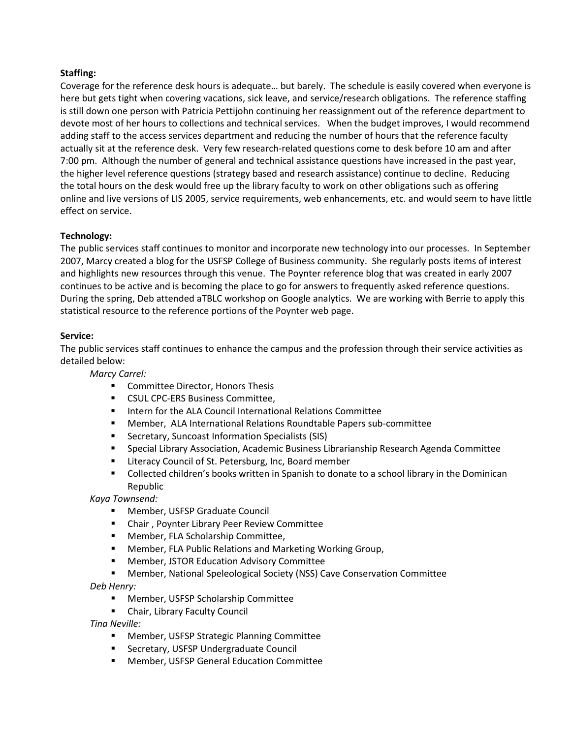**Staffing:**
Coverage for the reference desk hours is adequate… but barely. The schedule is easily covered when everyone is here but gets tight when covering vacations, sick leave, and service/research obligations. The reference staffing is still down one person with Patricia Pettijohn continuing her reassignment out of the reference department to devote most of her hours to collections and technical services. When the budget improves, I would recommend adding staff to the access services department and reducing the number of hours that the reference faculty actually sit at the reference desk. Very few research-related questions come to desk before 10 am and after 7:00 pm. Although the number of general and technical assistance questions have increased in the past year, the higher level reference questions (strategy based and research assistance) continue to decline. Reducing the total hours on the desk would free up the library faculty to work on other obligations such as offering online and live versions of LIS 2005, service requirements, web enhancements, etc. and would seem to have little effect on service.

**Technology:**
The public services staff continues to monitor and incorporate new technology into our processes. In September 2007, Marcy created a blog for the USFSP College of Business community. She regularly posts items of interest and highlights new resources through this venue. The Poynter reference blog that was created in early 2007 continues to be active and is becoming the place to go for answers to frequently asked reference questions. During the spring, Deb attended aTBLC workshop on Google analytics. We are working with Berrie to apply this statistical resource to the reference portions of the Poynter web page.

**Service:**
The public services staff continues to enhance the campus and the profession through their service activities as detailed below:

*Marcy Carrel:*

- Committee Director, Honors Thesis
- CSUL CPC-ERS Business Committee,
- Intern for the ALA Council International Relations Committee
- Member, ALA International Relations Roundtable Papers sub-committee
- Secretary, Suncoast Information Specialists (SIS)
- Special Library Association, Academic Business Librarianship Research Agenda Committee
- Literacy Council of St. Petersburg, Inc, Board member
- Collected children's books written in Spanish to donate to a school library in the Dominican Republic

*Kaya Townsend:*

- Member, USFSP Graduate Council
- Chair , Poynter Library Peer Review Committee
- Member, FLA Scholarship Committee,
- Member, FLA Public Relations and Marketing Working Group,
- Member, JSTOR Education Advisory Committee
- Member, National Speleological Society (NSS) Cave Conservation Committee

*Deb Henry:*

- Member, USFSP Scholarship Committee
- Chair, Library Faculty Council

*Tina Neville:*

- Member, USFSP Strategic Planning Committee
- Secretary, USFSP Undergraduate Council
- Member, USFSP General Education Committee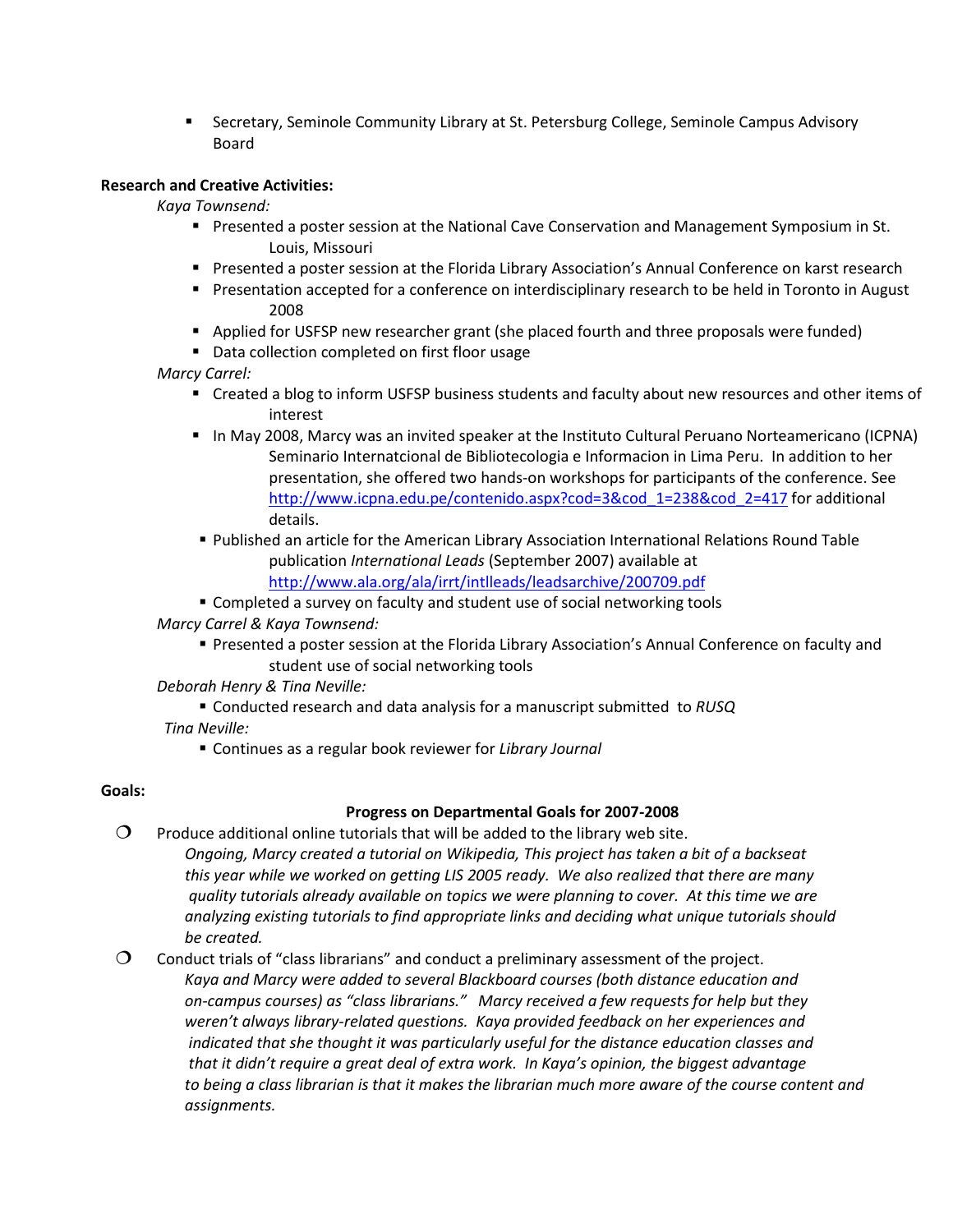- Secretary, Seminole Community Library at St. Petersburg College, Seminole Campus Advisory Board

**Research and Creative Activities:**

*Kaya Townsend:*

- Presented a poster session at the National Cave Conservation and Management Symposium in St. Louis, Missouri
- Presented a poster session at the Florida Library Association's Annual Conference on karst research
- Presentation accepted for a conference on interdisciplinary research to be held in Toronto in August 2008
- Applied for USFSP new researcher grant (she placed fourth and three proposals were funded)
- Data collection completed on first floor usage

*Marcy Carrel:*

- Created a blog to inform USFSP business students and faculty about new resources and other items of interest
- In May 2008, Marcy was an invited speaker at the Instituto Cultural Peruano Norteamericano (ICPNA) Seminario Internatcional de Bibliotecologia e Informacion in Lima Peru. In addition to her presentation, she offered two hands-on workshops for participants of the conference. See http://www.icpna.edu.pe/contenido.aspx?cod=3&cod_1=238&cod_2=417 for additional details.
- Published an article for the American Library Association International Relations Round Table publication *International Leads* (September 2007) available at http://www.ala.org/ala/irrt/intlleads/leadsarchive/200709.pdf
- Completed a survey on faculty and student use of social networking tools

*Marcy Carrel & Kaya Townsend:*

- Presented a poster session at the Florida Library Association's Annual Conference on faculty and student use of social networking tools

*Deborah Henry & Tina Neville:*

- Conducted research and data analysis for a manuscript submitted to *RUSQ*

*Tina Neville:*

- Continues as a regular book reviewer for *Library Journal*

**Goals:**

**Progress on Departmental Goals for 2007-2008**

- Produce additional online tutorials that will be added to the library web site.
  *Ongoing, Marcy created a tutorial on Wikipedia, This project has taken a bit of a backseat this year while we worked on getting LIS 2005 ready. We also realized that there are many quality tutorials already available on topics we were planning to cover. At this time we are analyzing existing tutorials to find appropriate links and deciding what unique tutorials should be created.*
- Conduct trials of "class librarians" and conduct a preliminary assessment of the project.
  *Kaya and Marcy were added to several Blackboard courses (both distance education and on-campus courses) as "class librarians." Marcy received a few requests for help but they weren't always library-related questions. Kaya provided feedback on her experiences and indicated that she thought it was particularly useful for the distance education classes and that it didn't require a great deal of extra work. In Kaya's opinion, the biggest advantage to being a class librarian is that it makes the librarian much more aware of the course content and assignments.*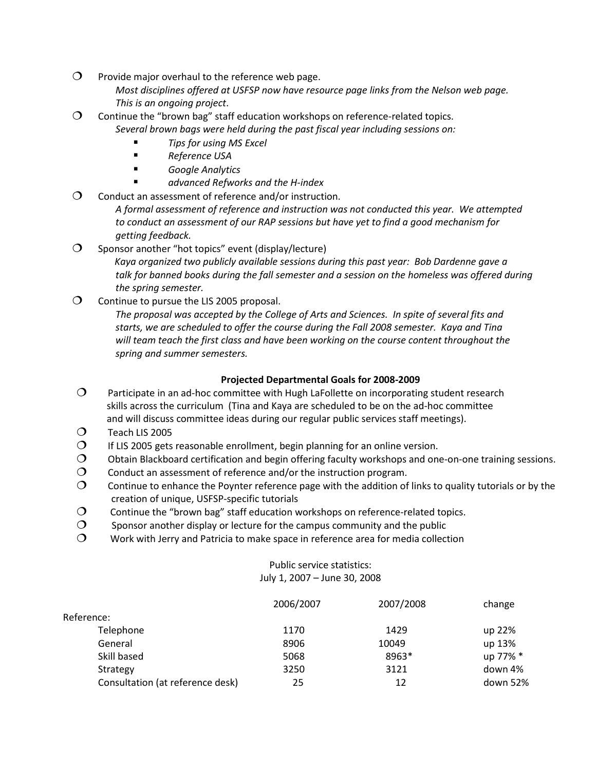- Provide major overhaul to the reference web page.
  *Most disciplines offered at USFSP now have resource page links from the Nelson web page. This is an ongoing project*.
- Continue the "brown bag" staff education workshops on reference-related topics.
  *Several brown bags were held during the past fiscal year including sessions on:*
  - *Tips for using MS Excel*
  - *Reference USA*
  - *Google Analytics*
  - *advanced Refworks and the H-index*
- Conduct an assessment of reference and/or instruction.
  *A formal assessment of reference and instruction was not conducted this year. We attempted to conduct an assessment of our RAP sessions but have yet to find a good mechanism for getting feedback.*
- Sponsor another "hot topics" event (display/lecture)
  *Kaya organized two publicly available sessions during this past year: Bob Dardenne gave a talk for banned books during the fall semester and a session on the homeless was offered during the spring semester.*
- Continue to pursue the LIS 2005 proposal.
  *The proposal was accepted by the College of Arts and Sciences. In spite of several fits and starts, we are scheduled to offer the course during the Fall 2008 semester. Kaya and Tina will team teach the first class and have been working on the course content throughout the spring and summer semesters.*

**Projected Departmental Goals for 2008-2009**

- Participate in an ad-hoc committee with Hugh LaFollette on incorporating student research skills across the curriculum (Tina and Kaya are scheduled to be on the ad-hoc committee and will discuss committee ideas during our regular public services staff meetings).
- Teach LIS 2005
- If LIS 2005 gets reasonable enrollment, begin planning for an online version.
- Obtain Blackboard certification and begin offering faculty workshops and one-on-one training sessions.
- Conduct an assessment of reference and/or the instruction program.
- Continue to enhance the Poynter reference page with the addition of links to quality tutorials or by the creation of unique, USFSP-specific tutorials
- Continue the "brown bag" staff education workshops on reference-related topics.
- Sponsor another display or lecture for the campus community and the public
- Work with Jerry and Patricia to make space in reference area for media collection

Public service statistics:
July 1, 2007 – June 30, 2008

| | 2006/2007 | 2007/2008 | change |
|---|---|---|---|
| Reference: | | | |
| Telephone | 1170 | 1429 | up 22% |
| General | 8906 | 10049 | up 13% |
| Skill based | 5068 | 8963* | up 77% * |
| Strategy | 3250 | 3121 | down 4% |
| Consultation (at reference desk) | 25 | 12 | down 52% |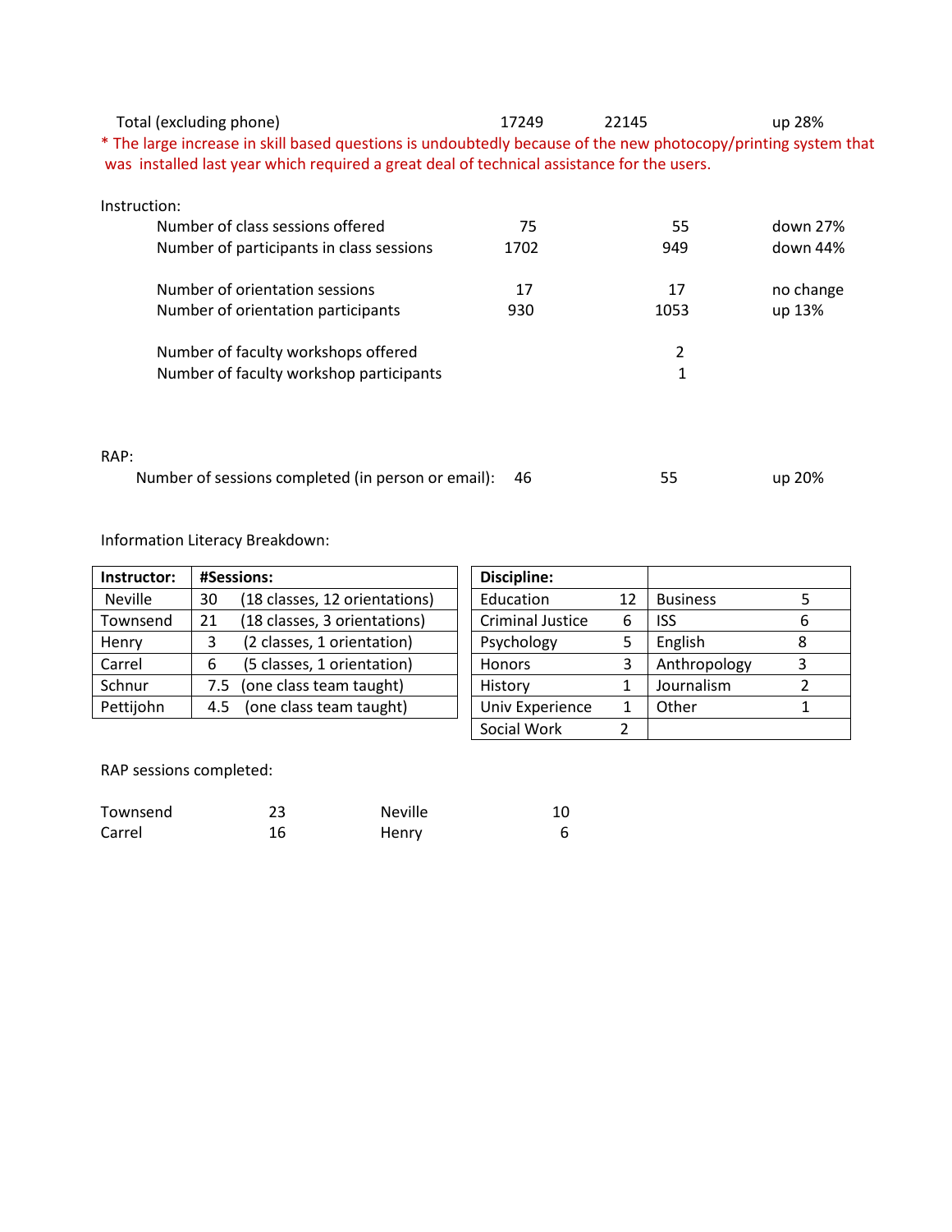| | | | |
|---|---|---|---|
| Total (excluding phone) | 17249 | 22145 | up 28% |

* The large increase in skill based questions is undoubtedly because of the new photocopy/printing system that was installed last year which required a great deal of technical assistance for the users.

Instruction:

| | | | |
|---|---|---|---|
| Number of class sessions offered | 75 | 55 | down 27% |
| Number of participants in class sessions | 1702 | 949 | down 44% |
| Number of orientation sessions | 17 | 17 | no change |
| Number of orientation participants | 930 | 1053 | up 13% |
| Number of faculty workshops offered | | 2 | |
| Number of faculty workshop participants | | 1 | |

RAP:

| | | | |
|---|---|---|---|
| Number of sessions completed (in person or email): | 46 | 55 | up 20% |

Information Literacy Breakdown:

| Instructor: | #Sessions: |
|---|---|
| Neville | 30 (18 classes, 12 orientations) |
| Townsend | 21 (18 classes, 3 orientations) |
| Henry | 3 (2 classes, 1 orientation) |
| Carrel | 6 (5 classes, 1 orientation) |
| Schnur | 7.5 (one class team taught) |
| Pettijohn | 4.5 (one class team taught) |

| Discipline: | | | |
|---|---|---|---|
| Education | 12 | Business | 5 |
| Criminal Justice | 6 | ISS | 6 |
| Psychology | 5 | English | 8 |
| Honors | 3 | Anthropology | 3 |
| History | 1 | Journalism | 2 |
| Univ Experience | 1 | Other | 1 |
| Social Work | 2 | | |

RAP sessions completed:

| | | | |
|---|---|---|---|
| Townsend | 23 | Neville | 10 |
| Carrel | 16 | Henry | 6 |